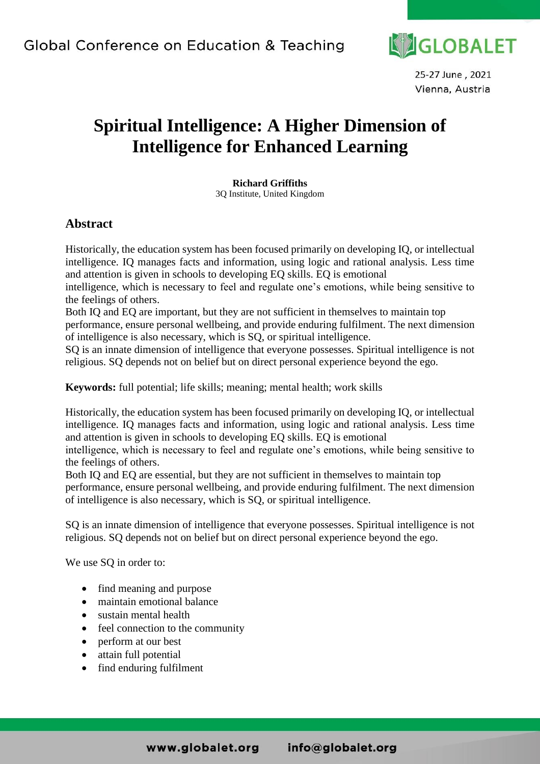# Spiritual Intelligence: A Higher Dimension of Intelligence for Enhanced Learning

**Richard Griffiths**
3Q Institute, United Kingdom

## Abstract

Historically, the education system has been focused primarily on developing IQ, or intellectual intelligence. IQ manages facts and information, using logic and rational analysis. Less time and attention is given in schools to developing EQ skills. EQ is emotional intelligence, which is necessary to feel and regulate one's emotions, while being sensitive to the feelings of others.
Both IQ and EQ are important, but they are not sufficient in themselves to maintain top performance, ensure personal wellbeing, and provide enduring fulfilment. The next dimension of intelligence is also necessary, which is SQ, or spiritual intelligence.
SQ is an innate dimension of intelligence that everyone possesses. Spiritual intelligence is not religious. SQ depends not on belief but on direct personal experience beyond the ego.

**Keywords:** full potential; life skills; meaning; mental health; work skills

Historically, the education system has been focused primarily on developing IQ, or intellectual intelligence. IQ manages facts and information, using logic and rational analysis. Less time and attention is given in schools to developing EQ skills. EQ is emotional intelligence, which is necessary to feel and regulate one's emotions, while being sensitive to the feelings of others.
Both IQ and EQ are essential, but they are not sufficient in themselves to maintain top performance, ensure personal wellbeing, and provide enduring fulfilment. The next dimension of intelligence is also necessary, which is SQ, or spiritual intelligence.

SQ is an innate dimension of intelligence that everyone possesses. Spiritual intelligence is not religious. SQ depends not on belief but on direct personal experience beyond the ego.

We use SQ in order to:

- find meaning and purpose
- maintain emotional balance
- sustain mental health
- feel connection to the community
- perform at our best
- attain full potential
- find enduring fulfilment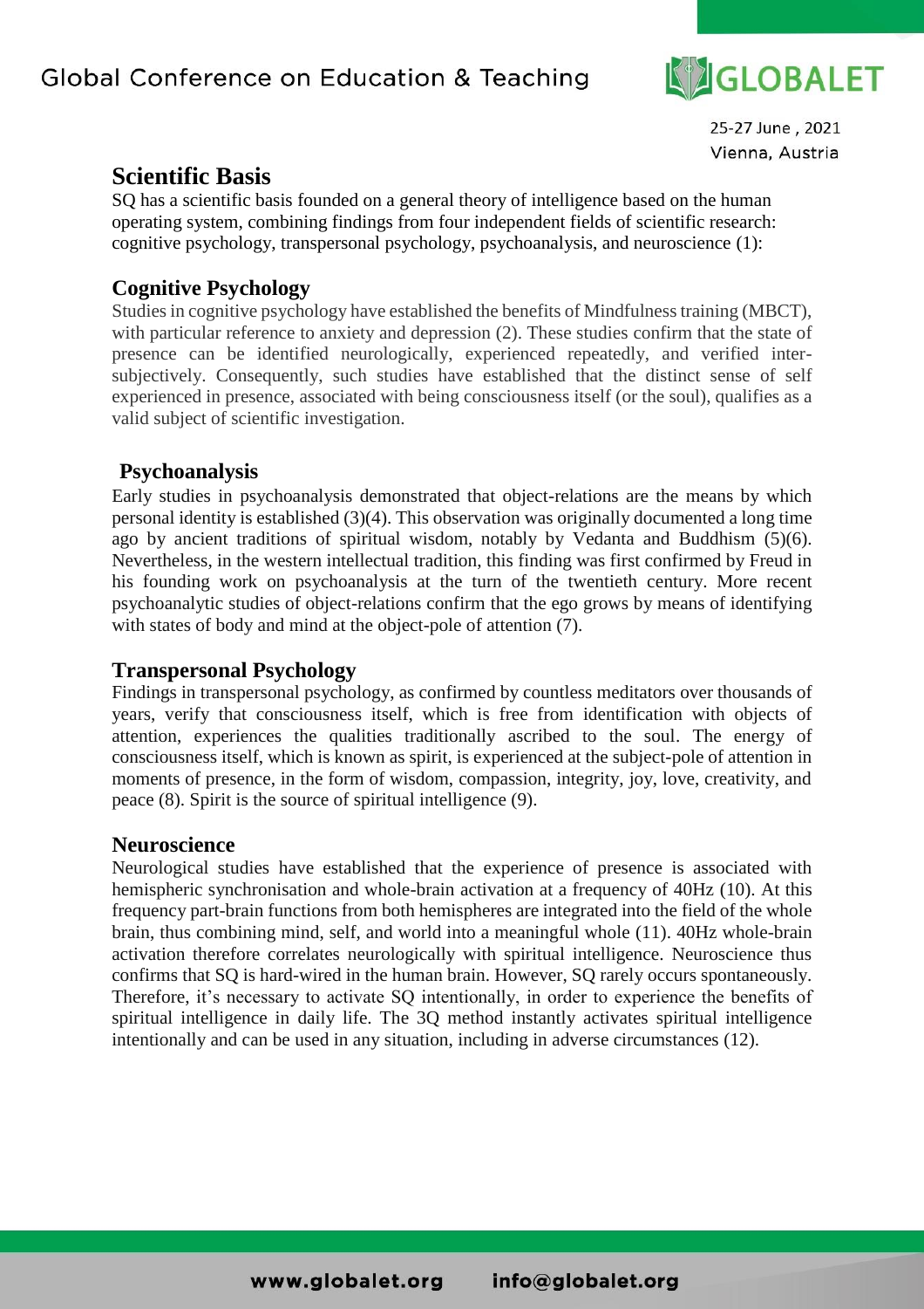## Scientific Basis

SQ has a scientific basis founded on a general theory of intelligence based on the human operating system, combining findings from four independent fields of scientific research: cognitive psychology, transpersonal psychology, psychoanalysis, and neuroscience (1):

### Cognitive Psychology

Studies in cognitive psychology have established the benefits of Mindfulness training (MBCT), with particular reference to anxiety and depression (2). These studies confirm that the state of presence can be identified neurologically, experienced repeatedly, and verified inter-subjectively. Consequently, such studies have established that the distinct sense of self experienced in presence, associated with being consciousness itself (or the soul), qualifies as a valid subject of scientific investigation.

### Psychoanalysis

Early studies in psychoanalysis demonstrated that object-relations are the means by which personal identity is established (3)(4). This observation was originally documented a long time ago by ancient traditions of spiritual wisdom, notably by Vedanta and Buddhism (5)(6). Nevertheless, in the western intellectual tradition, this finding was first confirmed by Freud in his founding work on psychoanalysis at the turn of the twentieth century. More recent psychoanalytic studies of object-relations confirm that the ego grows by means of identifying with states of body and mind at the object-pole of attention (7).

### Transpersonal Psychology

Findings in transpersonal psychology, as confirmed by countless meditators over thousands of years, verify that consciousness itself, which is free from identification with objects of attention, experiences the qualities traditionally ascribed to the soul. The energy of consciousness itself, which is known as spirit, is experienced at the subject-pole of attention in moments of presence, in the form of wisdom, compassion, integrity, joy, love, creativity, and peace (8). Spirit is the source of spiritual intelligence (9).

### Neuroscience

Neurological studies have established that the experience of presence is associated with hemispheric synchronisation and whole-brain activation at a frequency of 40Hz (10). At this frequency part-brain functions from both hemispheres are integrated into the field of the whole brain, thus combining mind, self, and world into a meaningful whole (11). 40Hz whole-brain activation therefore correlates neurologically with spiritual intelligence. Neuroscience thus confirms that SQ is hard-wired in the human brain. However, SQ rarely occurs spontaneously. Therefore, it's necessary to activate SQ intentionally, in order to experience the benefits of spiritual intelligence in daily life. The 3Q method instantly activates spiritual intelligence intentionally and can be used in any situation, including in adverse circumstances (12).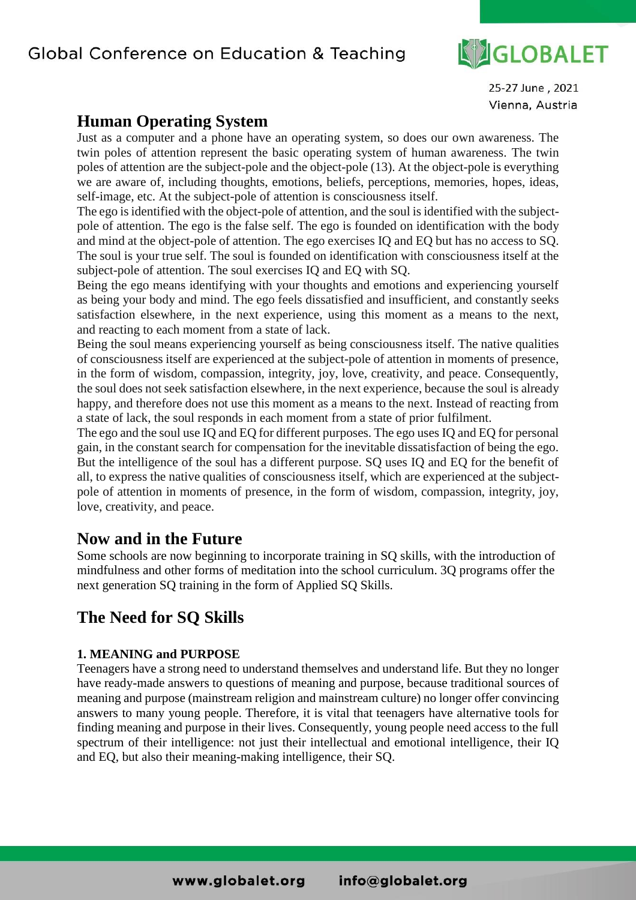## Human Operating System

Just as a computer and a phone have an operating system, so does our own awareness. The twin poles of attention represent the basic operating system of human awareness. The twin poles of attention are the subject-pole and the object-pole (13). At the object-pole is everything we are aware of, including thoughts, emotions, beliefs, perceptions, memories, hopes, ideas, self-image, etc. At the subject-pole of attention is consciousness itself.

The ego is identified with the object-pole of attention, and the soul is identified with the subject-pole of attention. The ego is the false self. The ego is founded on identification with the body and mind at the object-pole of attention. The ego exercises IQ and EQ but has no access to SQ. The soul is your true self. The soul is founded on identification with consciousness itself at the subject-pole of attention. The soul exercises IQ and EQ with SQ.

Being the ego means identifying with your thoughts and emotions and experiencing yourself as being your body and mind. The ego feels dissatisfied and insufficient, and constantly seeks satisfaction elsewhere, in the next experience, using this moment as a means to the next, and reacting to each moment from a state of lack.

Being the soul means experiencing yourself as being consciousness itself. The native qualities of consciousness itself are experienced at the subject-pole of attention in moments of presence, in the form of wisdom, compassion, integrity, joy, love, creativity, and peace. Consequently, the soul does not seek satisfaction elsewhere, in the next experience, because the soul is already happy, and therefore does not use this moment as a means to the next. Instead of reacting from a state of lack, the soul responds in each moment from a state of prior fulfilment.

The ego and the soul use IQ and EQ for different purposes. The ego uses IQ and EQ for personal gain, in the constant search for compensation for the inevitable dissatisfaction of being the ego. But the intelligence of the soul has a different purpose. SQ uses IQ and EQ for the benefit of all, to express the native qualities of consciousness itself, which are experienced at the subject-pole of attention in moments of presence, in the form of wisdom, compassion, integrity, joy, love, creativity, and peace.

## Now and in the Future

Some schools are now beginning to incorporate training in SQ skills, with the introduction of mindfulness and other forms of meditation into the school curriculum. 3Q programs offer the next generation SQ training in the form of Applied SQ Skills.

## The Need for SQ Skills

#### 1. MEANING and PURPOSE

Teenagers have a strong need to understand themselves and understand life. But they no longer have ready-made answers to questions of meaning and purpose, because traditional sources of meaning and purpose (mainstream religion and mainstream culture) no longer offer convincing answers to many young people. Therefore, it is vital that teenagers have alternative tools for finding meaning and purpose in their lives. Consequently, young people need access to the full spectrum of their intelligence: not just their intellectual and emotional intelligence, their IQ and EQ, but also their meaning-making intelligence, their SQ.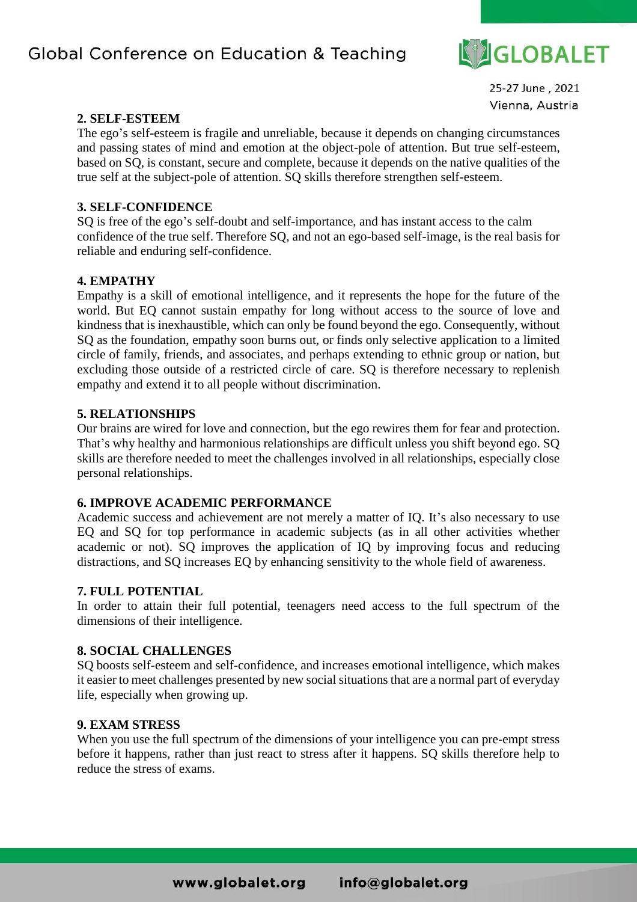**2. SELF-ESTEEM**

The ego's self-esteem is fragile and unreliable, because it depends on changing circumstances and passing states of mind and emotion at the object-pole of attention. But true self-esteem, based on SQ, is constant, secure and complete, because it depends on the native qualities of the true self at the subject-pole of attention. SQ skills therefore strengthen self-esteem.

**3. SELF-CONFIDENCE**

SQ is free of the ego's self-doubt and self-importance, and has instant access to the calm confidence of the true self. Therefore SQ, and not an ego-based self-image, is the real basis for reliable and enduring self-confidence.

**4. EMPATHY**

Empathy is a skill of emotional intelligence, and it represents the hope for the future of the world. But EQ cannot sustain empathy for long without access to the source of love and kindness that is inexhaustible, which can only be found beyond the ego. Consequently, without SQ as the foundation, empathy soon burns out, or finds only selective application to a limited circle of family, friends, and associates, and perhaps extending to ethnic group or nation, but excluding those outside of a restricted circle of care. SQ is therefore necessary to replenish empathy and extend it to all people without discrimination.

**5. RELATIONSHIPS**

Our brains are wired for love and connection, but the ego rewires them for fear and protection. That's why healthy and harmonious relationships are difficult unless you shift beyond ego. SQ skills are therefore needed to meet the challenges involved in all relationships, especially close personal relationships.

**6. IMPROVE ACADEMIC PERFORMANCE**

Academic success and achievement are not merely a matter of IQ. It's also necessary to use EQ and SQ for top performance in academic subjects (as in all other activities whether academic or not). SQ improves the application of IQ by improving focus and reducing distractions, and SQ increases EQ by enhancing sensitivity to the whole field of awareness.

**7. FULL POTENTIAL**

In order to attain their full potential, teenagers need access to the full spectrum of the dimensions of their intelligence.

**8. SOCIAL CHALLENGES**

SQ boosts self-esteem and self-confidence, and increases emotional intelligence, which makes it easier to meet challenges presented by new social situations that are a normal part of everyday life, especially when growing up.

**9. EXAM STRESS**

When you use the full spectrum of the dimensions of your intelligence you can pre-empt stress before it happens, rather than just react to stress after it happens. SQ skills therefore help to reduce the stress of exams.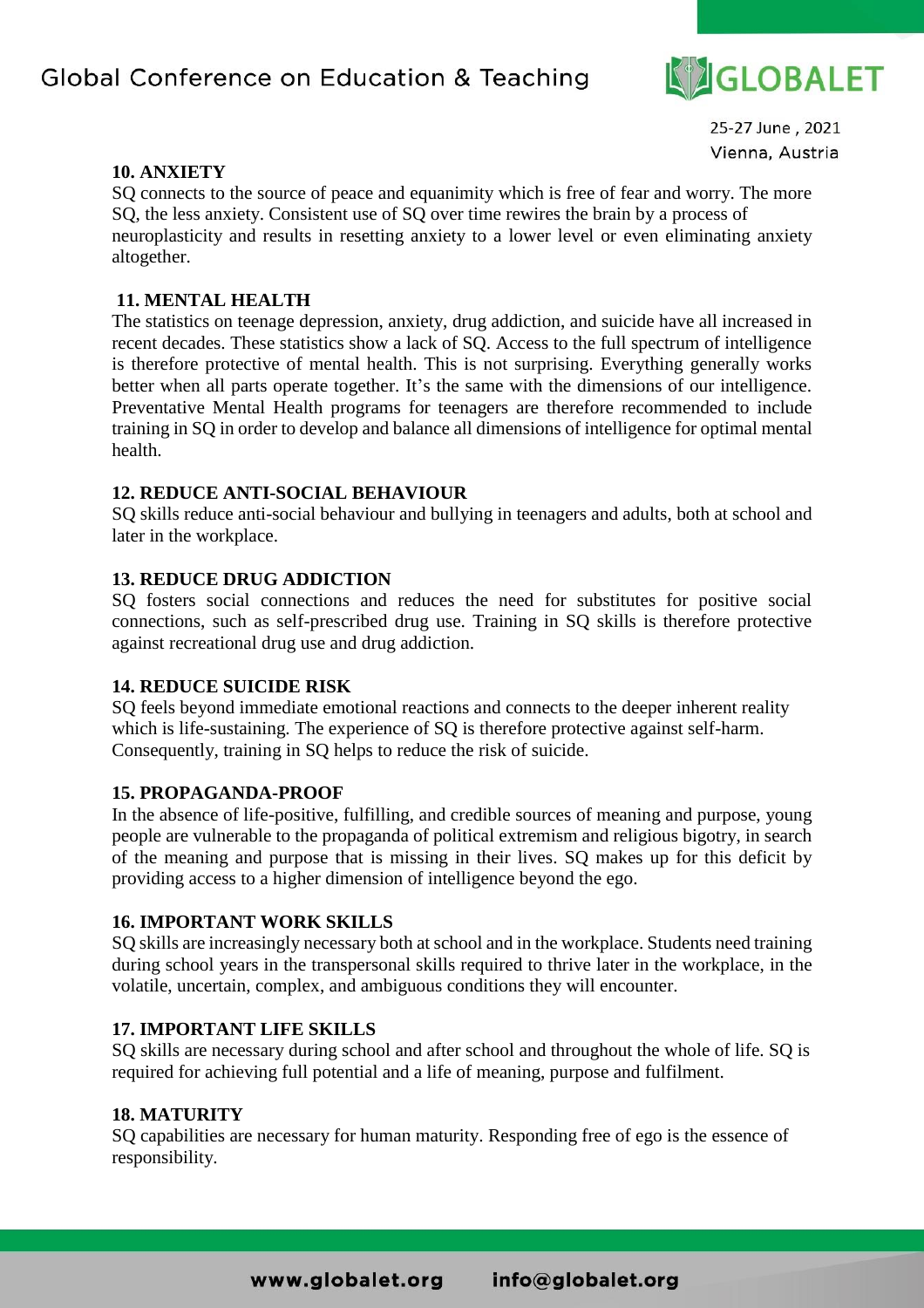**10. ANXIETY**

SQ connects to the source of peace and equanimity which is free of fear and worry. The more SQ, the less anxiety. Consistent use of SQ over time rewires the brain by a process of neuroplasticity and results in resetting anxiety to a lower level or even eliminating anxiety altogether.

**11. MENTAL HEALTH**

The statistics on teenage depression, anxiety, drug addiction, and suicide have all increased in recent decades. These statistics show a lack of SQ. Access to the full spectrum of intelligence is therefore protective of mental health. This is not surprising. Everything generally works better when all parts operate together. It's the same with the dimensions of our intelligence. Preventative Mental Health programs for teenagers are therefore recommended to include training in SQ in order to develop and balance all dimensions of intelligence for optimal mental health.

**12. REDUCE ANTI-SOCIAL BEHAVIOUR**

SQ skills reduce anti-social behaviour and bullying in teenagers and adults, both at school and later in the workplace.

**13. REDUCE DRUG ADDICTION**

SQ fosters social connections and reduces the need for substitutes for positive social connections, such as self-prescribed drug use. Training in SQ skills is therefore protective against recreational drug use and drug addiction.

**14. REDUCE SUICIDE RISK**

SQ feels beyond immediate emotional reactions and connects to the deeper inherent reality which is life-sustaining. The experience of SQ is therefore protective against self-harm. Consequently, training in SQ helps to reduce the risk of suicide.

**15. PROPAGANDA-PROOF**

In the absence of life-positive, fulfilling, and credible sources of meaning and purpose, young people are vulnerable to the propaganda of political extremism and religious bigotry, in search of the meaning and purpose that is missing in their lives. SQ makes up for this deficit by providing access to a higher dimension of intelligence beyond the ego.

**16. IMPORTANT WORK SKILLS**

SQ skills are increasingly necessary both at school and in the workplace. Students need training during school years in the transpersonal skills required to thrive later in the workplace, in the volatile, uncertain, complex, and ambiguous conditions they will encounter.

**17. IMPORTANT LIFE SKILLS**

SQ skills are necessary during school and after school and throughout the whole of life. SQ is required for achieving full potential and a life of meaning, purpose and fulfilment.

**18. MATURITY**

SQ capabilities are necessary for human maturity. Responding free of ego is the essence of responsibility.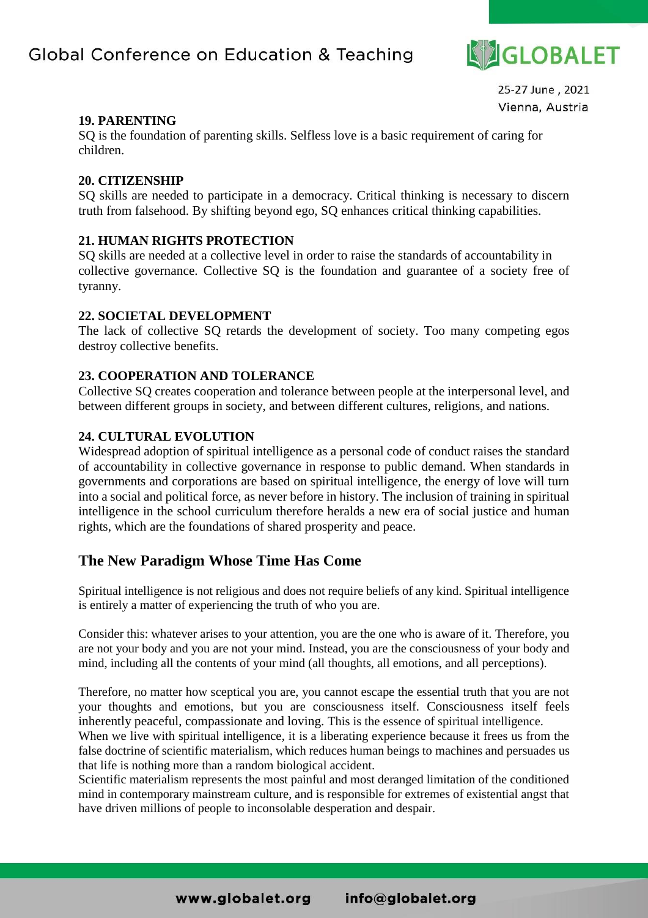**19. PARENTING**

SQ is the foundation of parenting skills. Selfless love is a basic requirement of caring for children.

**20. CITIZENSHIP**

SQ skills are needed to participate in a democracy. Critical thinking is necessary to discern truth from falsehood. By shifting beyond ego, SQ enhances critical thinking capabilities.

**21. HUMAN RIGHTS PROTECTION**

SQ skills are needed at a collective level in order to raise the standards of accountability in collective governance. Collective SQ is the foundation and guarantee of a society free of tyranny.

**22. SOCIETAL DEVELOPMENT**

The lack of collective SQ retards the development of society. Too many competing egos destroy collective benefits.

**23. COOPERATION AND TOLERANCE**

Collective SQ creates cooperation and tolerance between people at the interpersonal level, and between different groups in society, and between different cultures, religions, and nations.

**24. CULTURAL EVOLUTION**

Widespread adoption of spiritual intelligence as a personal code of conduct raises the standard of accountability in collective governance in response to public demand. When standards in governments and corporations are based on spiritual intelligence, the energy of love will turn into a social and political force, as never before in history. The inclusion of training in spiritual intelligence in the school curriculum therefore heralds a new era of social justice and human rights, which are the foundations of shared prosperity and peace.

## The New Paradigm Whose Time Has Come

Spiritual intelligence is not religious and does not require beliefs of any kind. Spiritual intelligence is entirely a matter of experiencing the truth of who you are.

Consider this: whatever arises to your attention, you are the one who is aware of it. Therefore, you are not your body and you are not your mind. Instead, you are the consciousness of your body and mind, including all the contents of your mind (all thoughts, all emotions, and all perceptions).

Therefore, no matter how sceptical you are, you cannot escape the essential truth that you are not your thoughts and emotions, but you are consciousness itself. Consciousness itself feels inherently peaceful, compassionate and loving. This is the essence of spiritual intelligence.

When we live with spiritual intelligence, it is a liberating experience because it frees us from the false doctrine of scientific materialism, which reduces human beings to machines and persuades us that life is nothing more than a random biological accident.

Scientific materialism represents the most painful and most deranged limitation of the conditioned mind in contemporary mainstream culture, and is responsible for extremes of existential angst that have driven millions of people to inconsolable desperation and despair.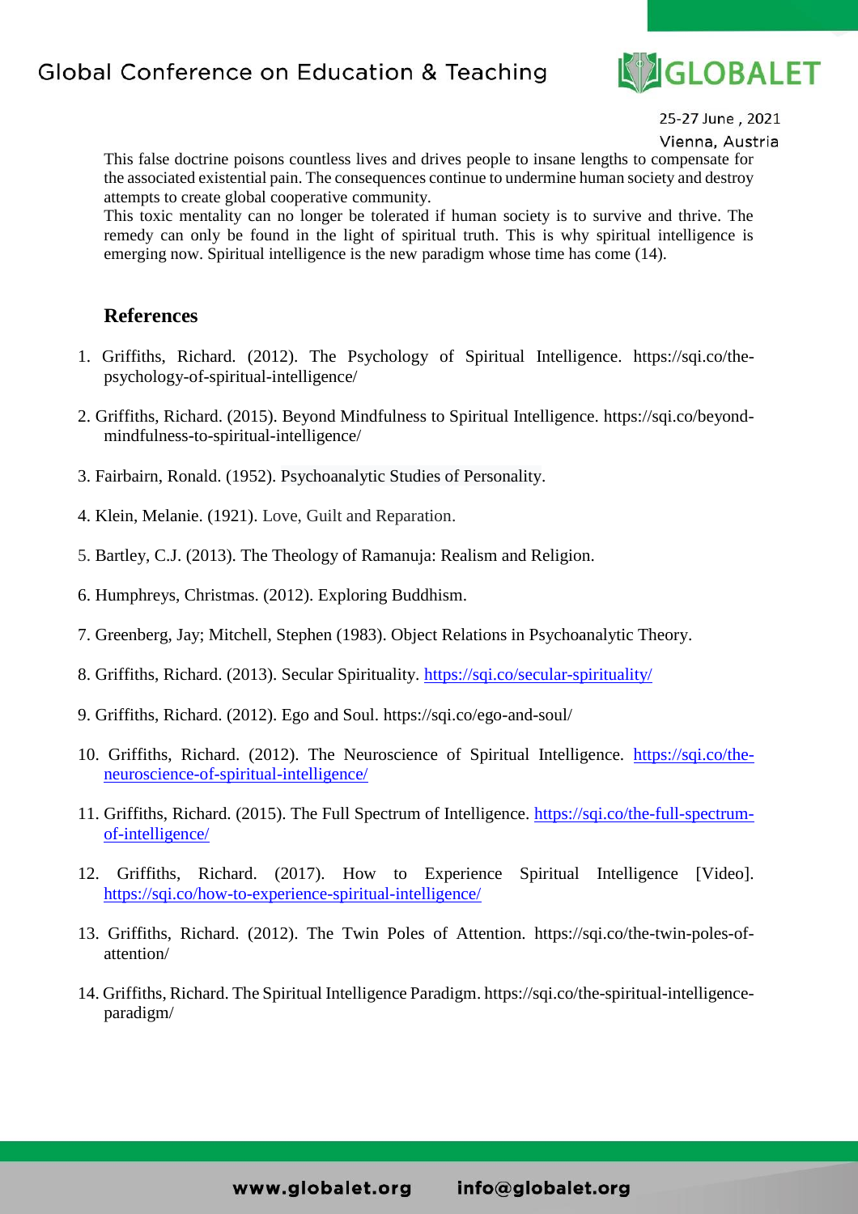This false doctrine poisons countless lives and drives people to insane lengths to compensate for the associated existential pain. The consequences continue to undermine human society and destroy attempts to create global cooperative community.

This toxic mentality can no longer be tolerated if human society is to survive and thrive. The remedy can only be found in the light of spiritual truth. This is why spiritual intelligence is emerging now. Spiritual intelligence is the new paradigm whose time has come (14).

## References

1. Griffiths, Richard. (2012). The Psychology of Spiritual Intelligence. https://sqi.co/the-psychology-of-spiritual-intelligence/
2. Griffiths, Richard. (2015). Beyond Mindfulness to Spiritual Intelligence. https://sqi.co/beyond-mindfulness-to-spiritual-intelligence/
3. Fairbairn, Ronald. (1952). Psychoanalytic Studies of Personality.
4. Klein, Melanie. (1921). Love, Guilt and Reparation.
5. Bartley, C.J. (2013). The Theology of Ramanuja: Realism and Religion.
6. Humphreys, Christmas. (2012). Exploring Buddhism.
7. Greenberg, Jay; Mitchell, Stephen (1983). Object Relations in Psychoanalytic Theory.
8. Griffiths, Richard. (2013). Secular Spirituality. https://sqi.co/secular-spirituality/
9. Griffiths, Richard. (2012). Ego and Soul. https://sqi.co/ego-and-soul/
10. Griffiths, Richard. (2012). The Neuroscience of Spiritual Intelligence. https://sqi.co/the-neuroscience-of-spiritual-intelligence/
11. Griffiths, Richard. (2015). The Full Spectrum of Intelligence. https://sqi.co/the-full-spectrum-of-intelligence/
12. Griffiths, Richard. (2017). How to Experience Spiritual Intelligence [Video]. https://sqi.co/how-to-experience-spiritual-intelligence/
13. Griffiths, Richard. (2012). The Twin Poles of Attention. https://sqi.co/the-twin-poles-of-attention/
14. Griffiths, Richard. The Spiritual Intelligence Paradigm. https://sqi.co/the-spiritual-intelligence-paradigm/